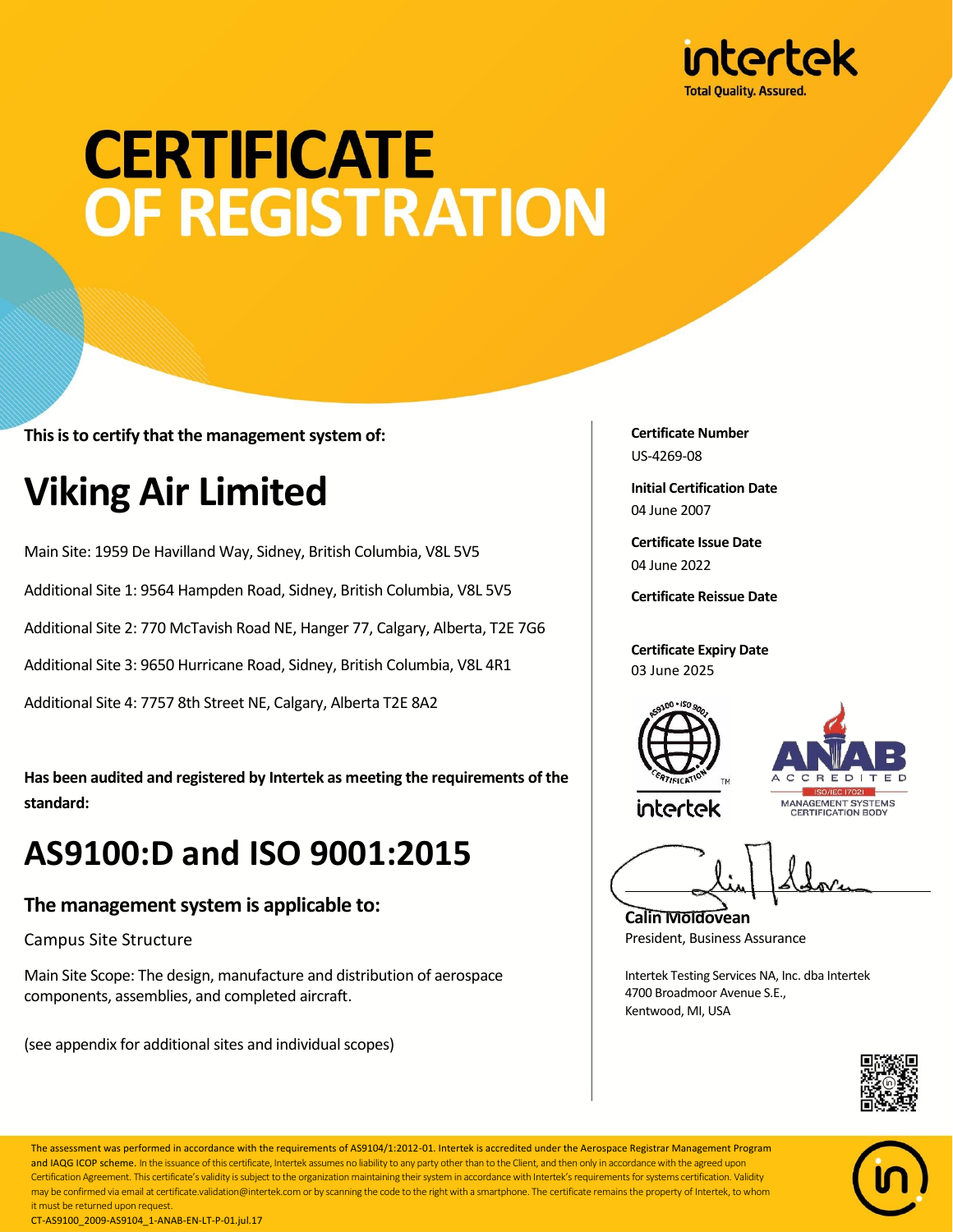intertek
Total Quality. Assured.

# CERTIFICATE OF REGISTRATION

**This is to certify that the management system of:**

## Viking Air Limited

Main Site: 1959 De Havilland Way, Sidney, British Columbia, V8L 5V5

Additional Site 1: 9564 Hampden Road, Sidney, British Columbia, V8L 5V5

Additional Site 2: 770 McTavish Road NE, Hanger 77, Calgary, Alberta, T2E 7G6

Additional Site 3: 9650 Hurricane Road, Sidney, British Columbia, V8L 4R1

Additional Site 4: 7757 8th Street NE, Calgary, Alberta T2E 8A2

**Has been audited and registered by Intertek as meeting the requirements of the standard:**

## AS9100:D and ISO 9001:2015

### The management system is applicable to:

Campus Site Structure

Main Site Scope: The design, manufacture and distribution of aerospace components, assemblies, and completed aircraft.

(see appendix for additional sites and individual scopes)

**Certificate Number**
US-4269-08

**Initial Certification Date**
04 June 2007

**Certificate Issue Date**
04 June 2022

**Certificate Reissue Date**

**Certificate Expiry Date**
03 June 2025

**Calin Moldovean**
President, Business Assurance

Intertek Testing Services NA, Inc. dba Intertek
4700 Broadmoor Avenue S.E.,
Kentwood, MI, USA

The assessment was performed in accordance with the requirements of AS9104/1:2012-01. Intertek is accredited under the Aerospace Registrar Management Program and IAQG ICOP scheme. In the issuance of this certificate, Intertek assumes no liability to any party other than to the Client, and then only in accordance with the agreed upon Certification Agreement. This certificate's validity is subject to the organization maintaining their system in accordance with Intertek's requirements for systems certification. Validity may be confirmed via email at certificate.validation@intertek.com or by scanning the code to the right with a smartphone. The certificate remains the property of Intertek, to whom it must be returned upon request.

CT-AS9100_2009-AS9104_1-ANAB-EN-LT-P-01.jul.17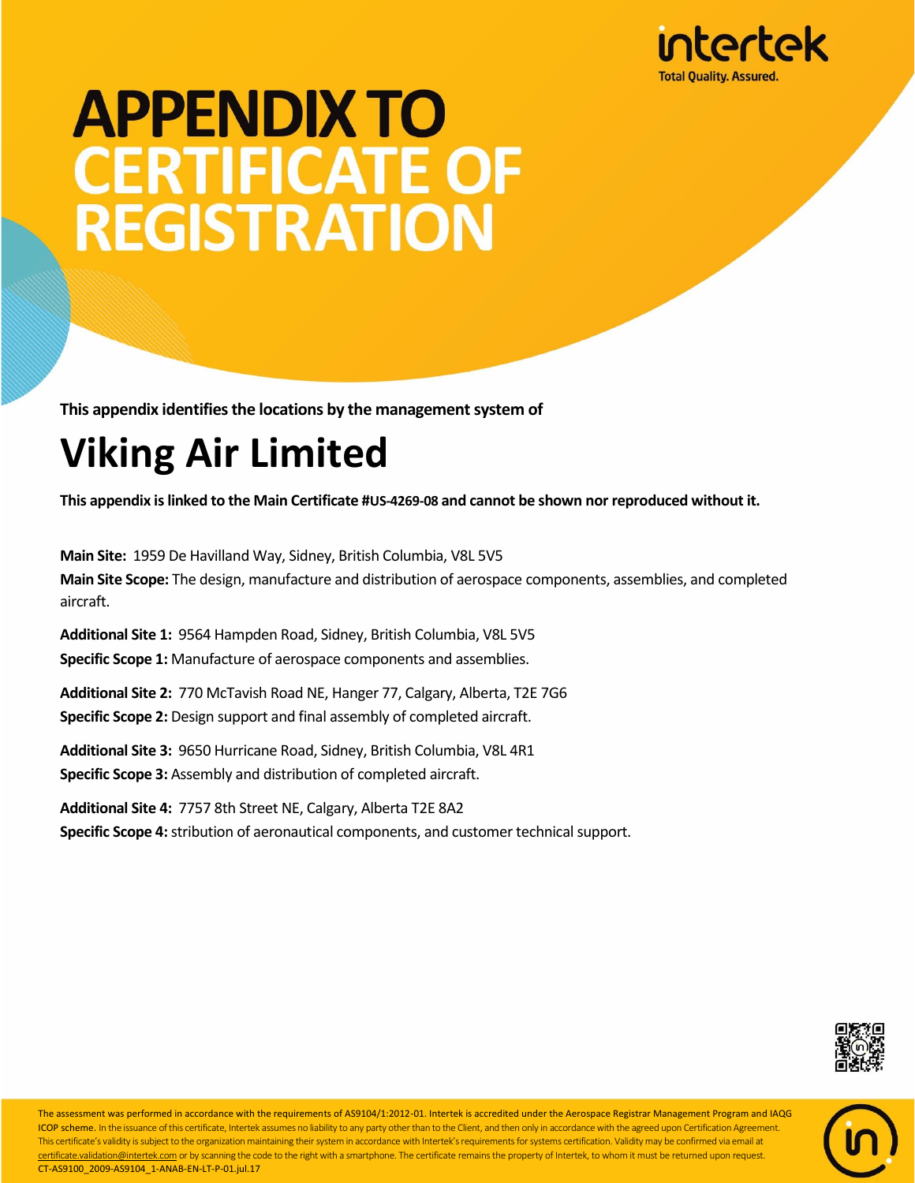intertek
Total Quality. Assured.

# APPENDIX TO CERTIFICATE OF REGISTRATION

**This appendix identifies the locations by the management system of**

# Viking Air Limited

**This appendix is linked to the Main Certificate #US-4269-08 and cannot be shown nor reproduced without it.**

**Main Site:** 1959 De Havilland Way, Sidney, British Columbia, V8L 5V5
**Main Site Scope:** The design, manufacture and distribution of aerospace components, assemblies, and completed aircraft.

**Additional Site 1:** 9564 Hampden Road, Sidney, British Columbia, V8L 5V5
**Specific Scope 1:** Manufacture of aerospace components and assemblies.

**Additional Site 2:** 770 McTavish Road NE, Hanger 77, Calgary, Alberta, T2E 7G6
**Specific Scope 2:** Design support and final assembly of completed aircraft.

**Additional Site 3:** 9650 Hurricane Road, Sidney, British Columbia, V8L 4R1
**Specific Scope 3:** Assembly and distribution of completed aircraft.

**Additional Site 4:** 7757 8th Street NE, Calgary, Alberta T2E 8A2
**Specific Scope 4:** stribution of aeronautical components, and customer technical support.

The assessment was performed in accordance with the requirements of AS9104/1:2012-01. Intertek is accredited under the Aerospace Registrar Management Program and IAQG ICOP scheme. In the issuance of this certificate, Intertek assumes no liability to any party other than to the Client, and then only in accordance with the agreed upon Certification Agreement. This certificate's validity is subject to the organization maintaining their system in accordance with Intertek's requirements for systems certification. Validity may be confirmed via email at certificate.validation@intertek.com or by scanning the code to the right with a smartphone. The certificate remains the property of Intertek, to whom it must be returned upon request.
CT-AS9100_2009-AS9104_1-ANAB-EN-LT-P-01.jul.17